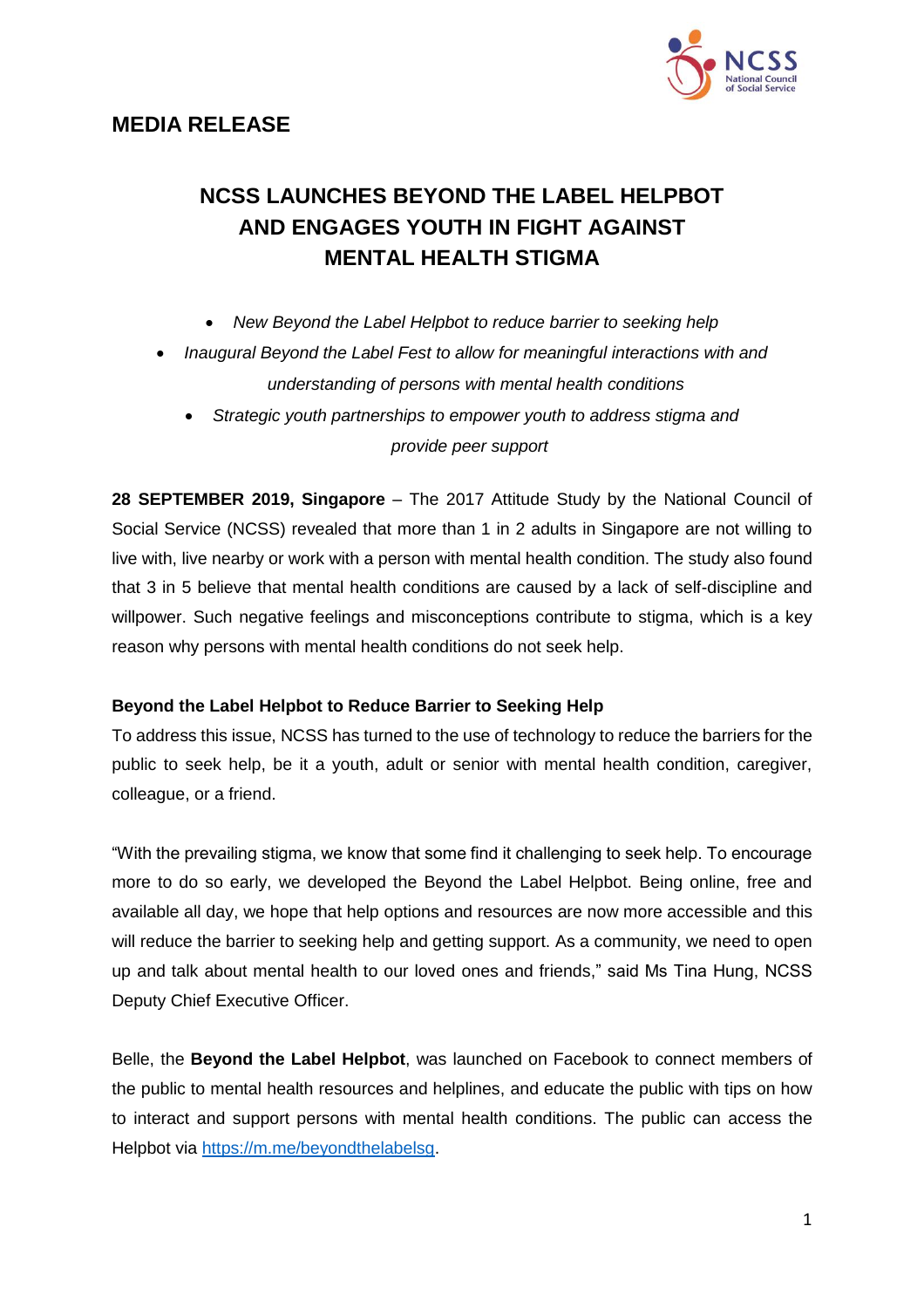**MEDIA RELEASE**

# NCSS LAUNCHES BEYOND THE LABEL HELPBOT AND ENGAGES YOUTH IN FIGHT AGAINST MENTAL HEALTH STIGMA

- *New Beyond the Label Helpbot to reduce barrier to seeking help*
- *Inaugural Beyond the Label Fest to allow for meaningful interactions with and understanding of persons with mental health conditions*
- *Strategic youth partnerships to empower youth to address stigma and provide peer support*

**28 SEPTEMBER 2019, Singapore** – The 2017 Attitude Study by the National Council of Social Service (NCSS) revealed that more than 1 in 2 adults in Singapore are not willing to live with, live nearby or work with a person with mental health condition. The study also found that 3 in 5 believe that mental health conditions are caused by a lack of self-discipline and willpower. Such negative feelings and misconceptions contribute to stigma, which is a key reason why persons with mental health conditions do not seek help.

**Beyond the Label Helpbot to Reduce Barrier to Seeking Help**

To address this issue, NCSS has turned to the use of technology to reduce the barriers for the public to seek help, be it a youth, adult or senior with mental health condition, caregiver, colleague, or a friend.

"With the prevailing stigma, we know that some find it challenging to seek help. To encourage more to do so early, we developed the Beyond the Label Helpbot. Being online, free and available all day, we hope that help options and resources are now more accessible and this will reduce the barrier to seeking help and getting support. As a community, we need to open up and talk about mental health to our loved ones and friends," said Ms Tina Hung, NCSS Deputy Chief Executive Officer.

Belle, the **Beyond the Label Helpbot**, was launched on Facebook to connect members of the public to mental health resources and helplines, and educate the public with tips on how to interact and support persons with mental health conditions. The public can access the Helpbot via [https://m.me/beyondthelabelsg](https://m.me/beyondthelabelsg).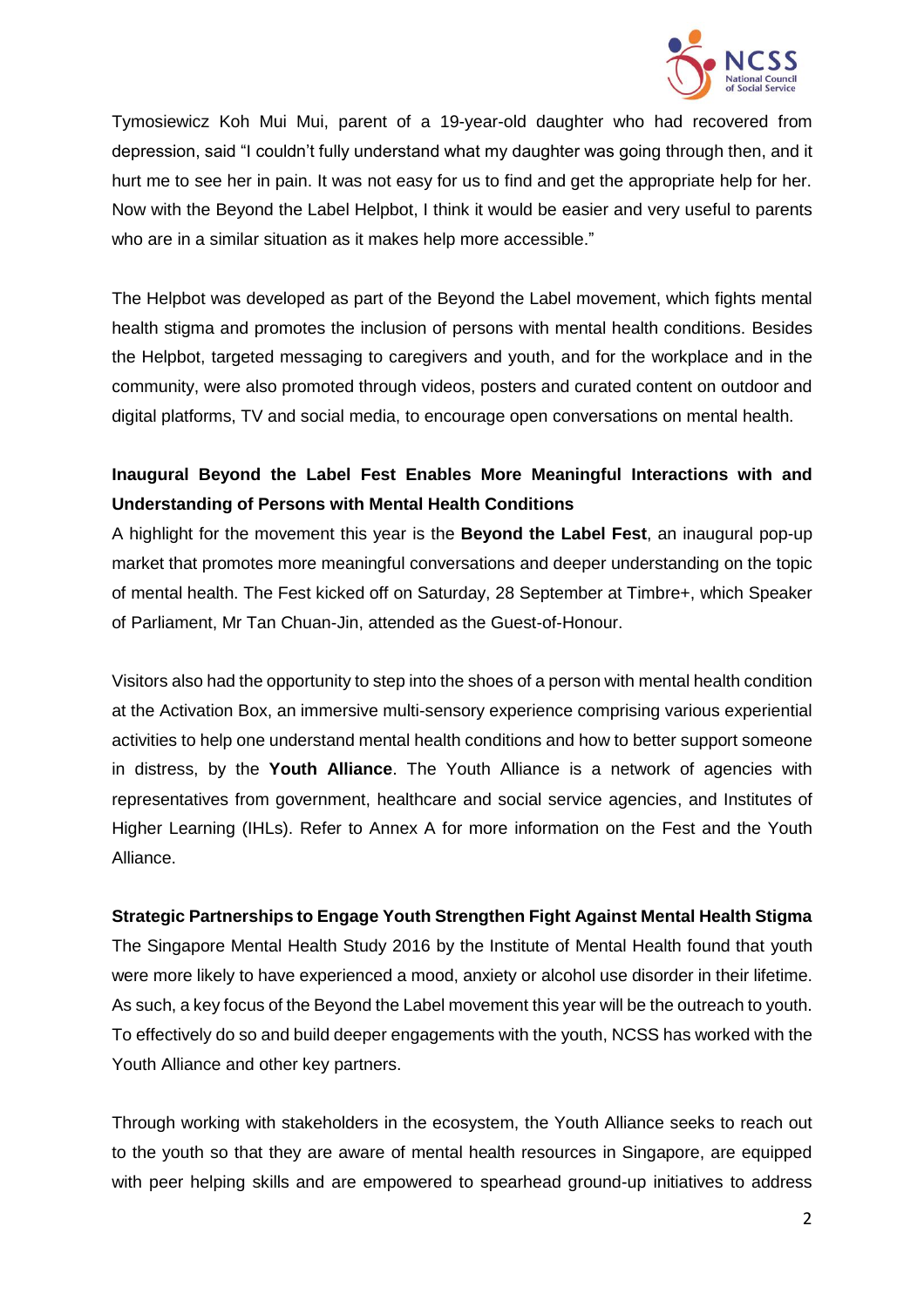Tymosiewicz Koh Mui Mui, parent of a 19-year-old daughter who had recovered from depression, said "I couldn't fully understand what my daughter was going through then, and it hurt me to see her in pain. It was not easy for us to find and get the appropriate help for her. Now with the Beyond the Label Helpbot, I think it would be easier and very useful to parents who are in a similar situation as it makes help more accessible."

The Helpbot was developed as part of the Beyond the Label movement, which fights mental health stigma and promotes the inclusion of persons with mental health conditions. Besides the Helpbot, targeted messaging to caregivers and youth, and for the workplace and in the community, were also promoted through videos, posters and curated content on outdoor and digital platforms, TV and social media, to encourage open conversations on mental health.

**Inaugural Beyond the Label Fest Enables More Meaningful Interactions with and Understanding of Persons with Mental Health Conditions**

A highlight for the movement this year is the **Beyond the Label Fest**, an inaugural pop-up market that promotes more meaningful conversations and deeper understanding on the topic of mental health. The Fest kicked off on Saturday, 28 September at Timbre+, which Speaker of Parliament, Mr Tan Chuan-Jin, attended as the Guest-of-Honour.

Visitors also had the opportunity to step into the shoes of a person with mental health condition at the Activation Box, an immersive multi-sensory experience comprising various experiential activities to help one understand mental health conditions and how to better support someone in distress, by the **Youth Alliance**. The Youth Alliance is a network of agencies with representatives from government, healthcare and social service agencies, and Institutes of Higher Learning (IHLs). Refer to Annex A for more information on the Fest and the Youth Alliance.

**Strategic Partnerships to Engage Youth Strengthen Fight Against Mental Health Stigma**

The Singapore Mental Health Study 2016 by the Institute of Mental Health found that youth were more likely to have experienced a mood, anxiety or alcohol use disorder in their lifetime. As such, a key focus of the Beyond the Label movement this year will be the outreach to youth. To effectively do so and build deeper engagements with the youth, NCSS has worked with the Youth Alliance and other key partners.

Through working with stakeholders in the ecosystem, the Youth Alliance seeks to reach out to the youth so that they are aware of mental health resources in Singapore, are equipped with peer helping skills and are empowered to spearhead ground-up initiatives to address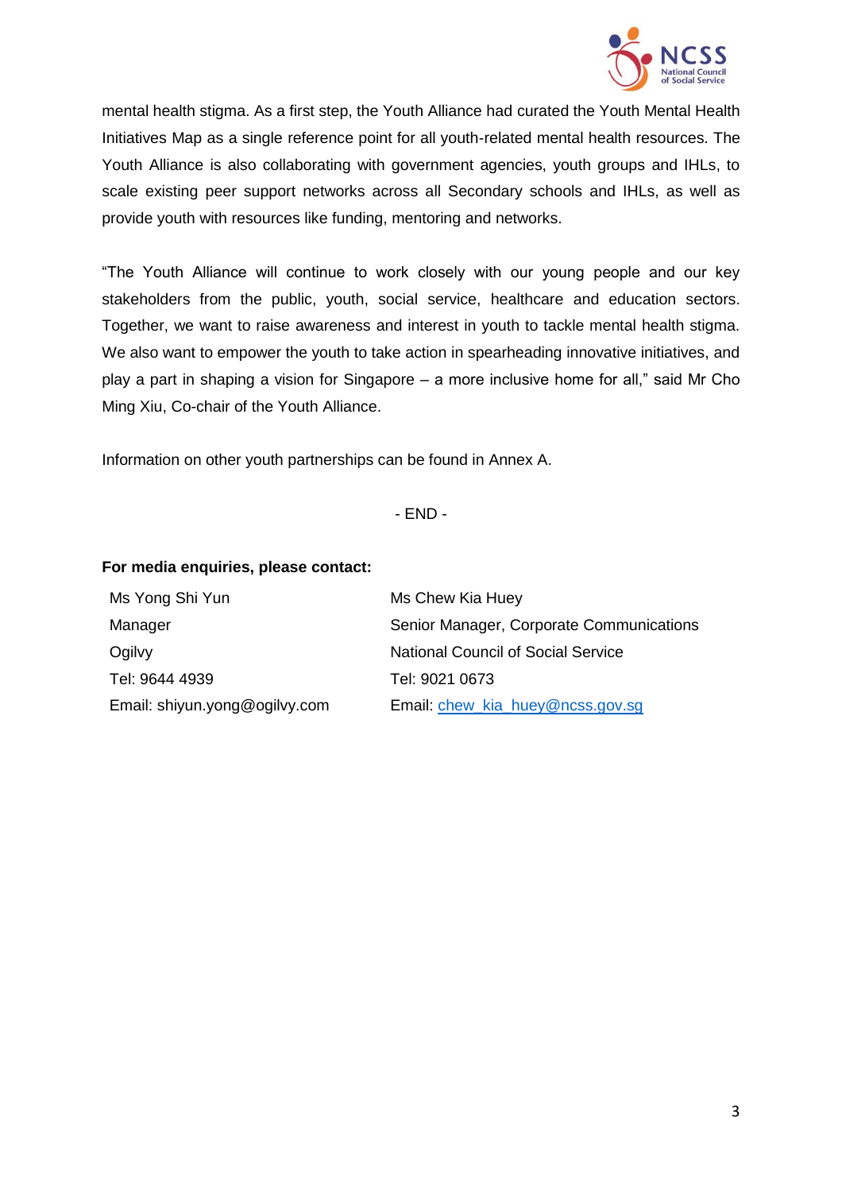mental health stigma. As a first step, the Youth Alliance had curated the Youth Mental Health Initiatives Map as a single reference point for all youth-related mental health resources. The Youth Alliance is also collaborating with government agencies, youth groups and IHLs, to scale existing peer support networks across all Secondary schools and IHLs, as well as provide youth with resources like funding, mentoring and networks.

"The Youth Alliance will continue to work closely with our young people and our key stakeholders from the public, youth, social service, healthcare and education sectors. Together, we want to raise awareness and interest in youth to tackle mental health stigma. We also want to empower the youth to take action in spearheading innovative initiatives, and play a part in shaping a vision for Singapore – a more inclusive home for all," said Mr Cho Ming Xiu, Co-chair of the Youth Alliance.

Information on other youth partnerships can be found in Annex A.

- END -

**For media enquiries, please contact:**

| | |
|---|---|
| Ms Yong Shi Yun | Ms Chew Kia Huey |
| Manager | Senior Manager, Corporate Communications |
| Ogilvy | National Council of Social Service |
| Tel: 9644 4939 | Tel: 9021 0673 |
| Email: shiyun.yong@ogilvy.com | Email: chew_kia_huey@ncss.gov.sg |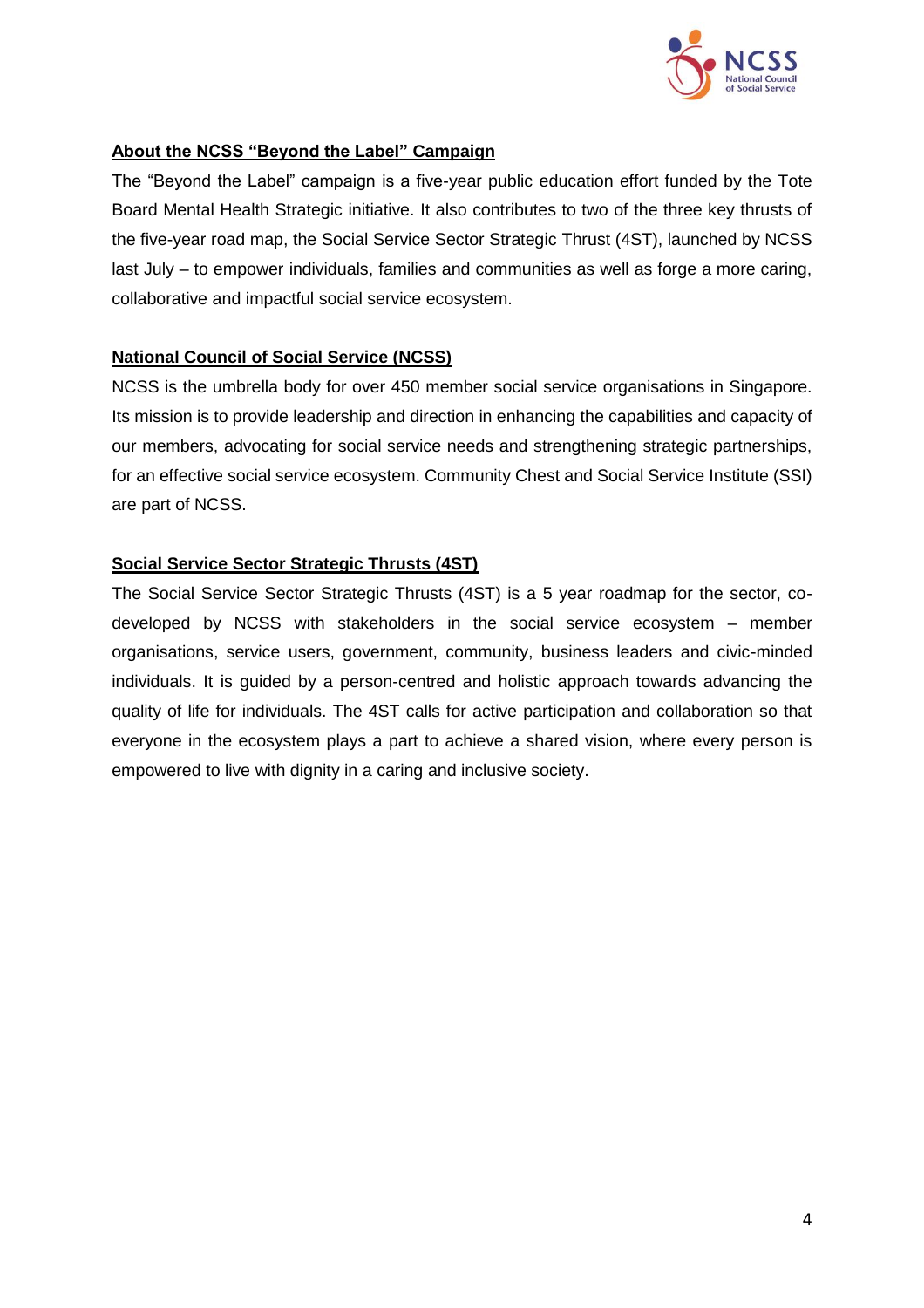**About the NCSS “Beyond the Label” Campaign**

The “Beyond the Label” campaign is a five-year public education effort funded by the Tote Board Mental Health Strategic initiative. It also contributes to two of the three key thrusts of the five-year road map, the Social Service Sector Strategic Thrust (4ST), launched by NCSS last July – to empower individuals, families and communities as well as forge a more caring, collaborative and impactful social service ecosystem.

**National Council of Social Service (NCSS)**

NCSS is the umbrella body for over 450 member social service organisations in Singapore. Its mission is to provide leadership and direction in enhancing the capabilities and capacity of our members, advocating for social service needs and strengthening strategic partnerships, for an effective social service ecosystem. Community Chest and Social Service Institute (SSI) are part of NCSS.

**Social Service Sector Strategic Thrusts (4ST)**

The Social Service Sector Strategic Thrusts (4ST) is a 5 year roadmap for the sector, co-developed by NCSS with stakeholders in the social service ecosystem – member organisations, service users, government, community, business leaders and civic-minded individuals. It is guided by a person-centred and holistic approach towards advancing the quality of life for individuals. The 4ST calls for active participation and collaboration so that everyone in the ecosystem plays a part to achieve a shared vision, where every person is empowered to live with dignity in a caring and inclusive society.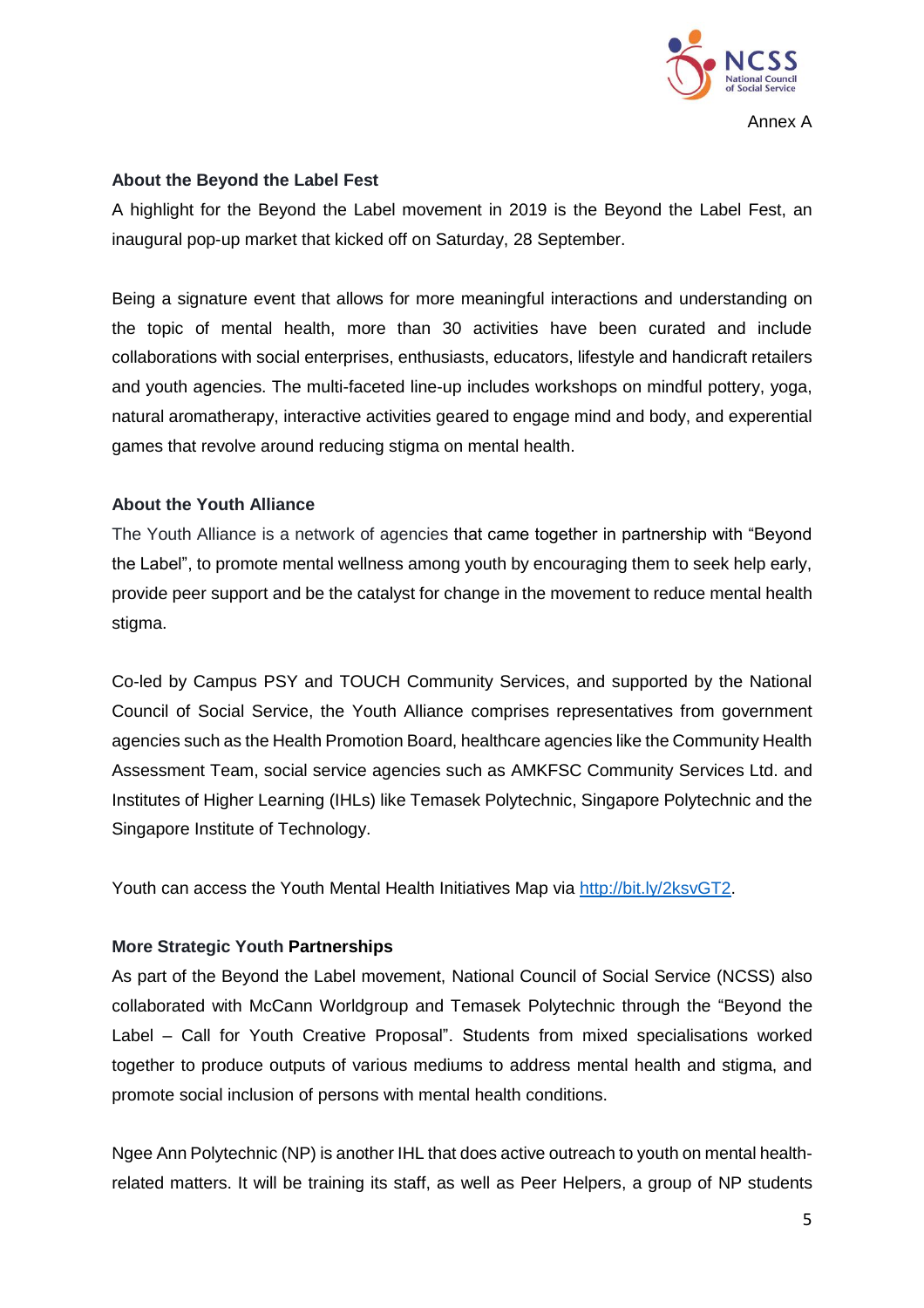Annex A

### About the Beyond the Label Fest

A highlight for the Beyond the Label movement in 2019 is the Beyond the Label Fest, an inaugural pop-up market that kicked off on Saturday, 28 September.

Being a signature event that allows for more meaningful interactions and understanding on the topic of mental health, more than 30 activities have been curated and include collaborations with social enterprises, enthusiasts, educators, lifestyle and handicraft retailers and youth agencies. The multi-faceted line-up includes workshops on mindful pottery, yoga, natural aromatherapy, interactive activities geared to engage mind and body, and experential games that revolve around reducing stigma on mental health.

### About the Youth Alliance

The Youth Alliance is a network of agencies that came together in partnership with "Beyond the Label", to promote mental wellness among youth by encouraging them to seek help early, provide peer support and be the catalyst for change in the movement to reduce mental health stigma.

Co-led by Campus PSY and TOUCH Community Services, and supported by the National Council of Social Service, the Youth Alliance comprises representatives from government agencies such as the Health Promotion Board, healthcare agencies like the Community Health Assessment Team, social service agencies such as AMKFSC Community Services Ltd. and Institutes of Higher Learning (IHLs) like Temasek Polytechnic, Singapore Polytechnic and the Singapore Institute of Technology.

Youth can access the Youth Mental Health Initiatives Map via [http://bit.ly/2ksvGT2](http://bit.ly/2ksvGT2).

### More Strategic Youth Partnerships

As part of the Beyond the Label movement, National Council of Social Service (NCSS) also collaborated with McCann Worldgroup and Temasek Polytechnic through the "Beyond the Label – Call for Youth Creative Proposal". Students from mixed specialisations worked together to produce outputs of various mediums to address mental health and stigma, and promote social inclusion of persons with mental health conditions.

Ngee Ann Polytechnic (NP) is another IHL that does active outreach to youth on mental health-related matters. It will be training its staff, as well as Peer Helpers, a group of NP students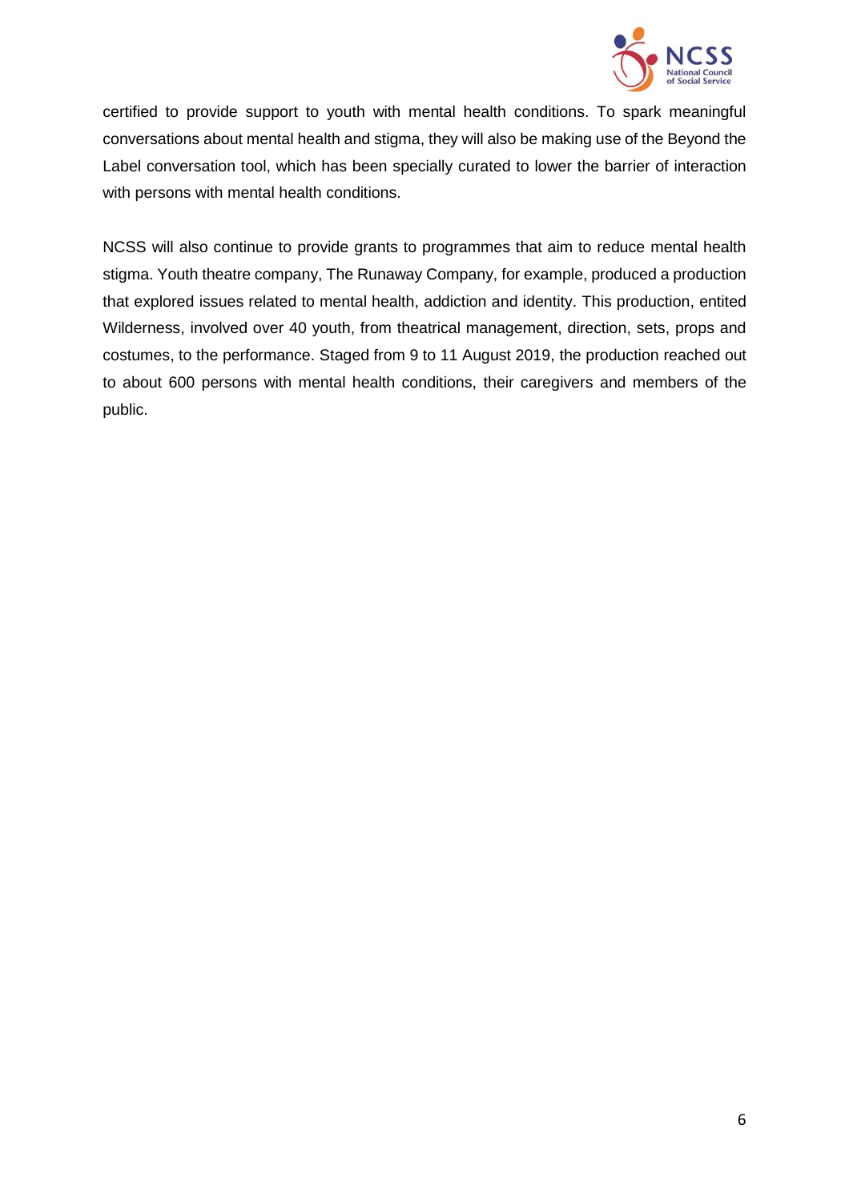certified to provide support to youth with mental health conditions. To spark meaningful conversations about mental health and stigma, they will also be making use of the Beyond the Label conversation tool, which has been specially curated to lower the barrier of interaction with persons with mental health conditions.

NCSS will also continue to provide grants to programmes that aim to reduce mental health stigma. Youth theatre company, The Runaway Company, for example, produced a production that explored issues related to mental health, addiction and identity. This production, entited Wilderness, involved over 40 youth, from theatrical management, direction, sets, props and costumes, to the performance. Staged from 9 to 11 August 2019, the production reached out to about 600 persons with mental health conditions, their caregivers and members of the public.